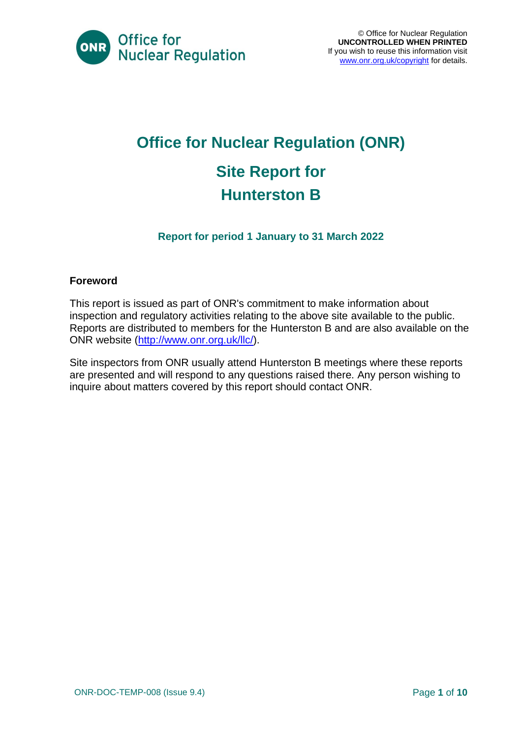Office for Nuclear Regulation

© Office for Nuclear Regulation
**UNCONTROLLED WHEN PRINTED**
If you wish to reuse this information visit www.onr.org.uk/copyright for details.

# Office for Nuclear Regulation (ONR)

# Site Report for Hunterston B

### Report for period 1 January to 31 March 2022

**Foreword**

This report is issued as part of ONR's commitment to make information about inspection and regulatory activities relating to the above site available to the public. Reports are distributed to members for the Hunterston B and are also available on the ONR website (http://www.onr.org.uk/llc/).

Site inspectors from ONR usually attend Hunterston B meetings where these reports are presented and will respond to any questions raised there. Any person wishing to inquire about matters covered by this report should contact ONR.

ONR-DOC-TEMP-008 (Issue 9.4)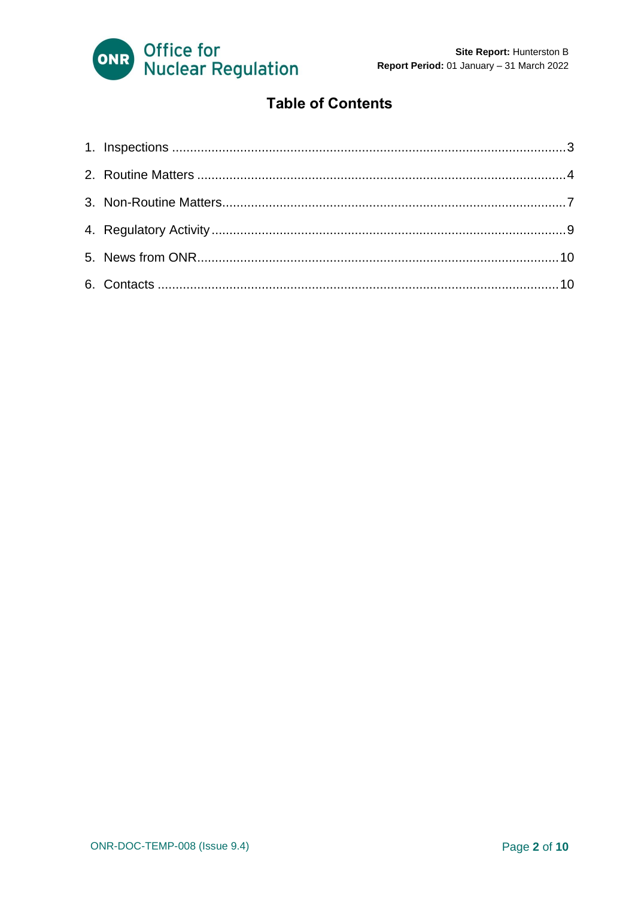# Table of Contents

1. Inspections ............................................................................................................3
2. Routine Matters .....................................................................................................4
3. Non-Routine Matters..............................................................................................7
4. Regulatory Activity .................................................................................................9
5. News from ONR....................................................................................................10
6. Contacts ...............................................................................................................10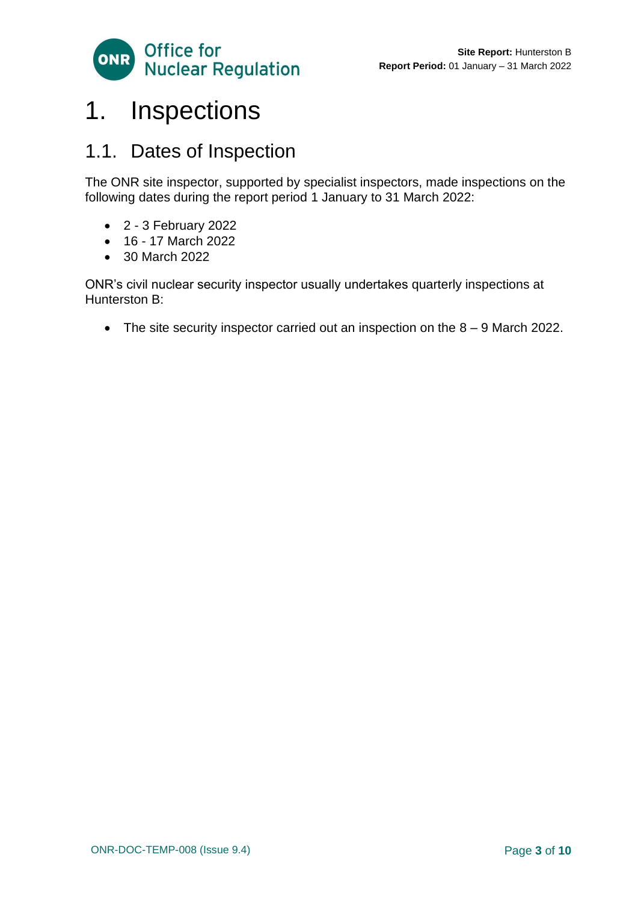# 1. Inspections

## 1.1. Dates of Inspection

The ONR site inspector, supported by specialist inspectors, made inspections on the following dates during the report period 1 January to 31 March 2022:

- 2 - 3 February 2022
- 16 - 17 March 2022
- 30 March 2022

ONR's civil nuclear security inspector usually undertakes quarterly inspections at Hunterston B:

- The site security inspector carried out an inspection on the 8 – 9 March 2022.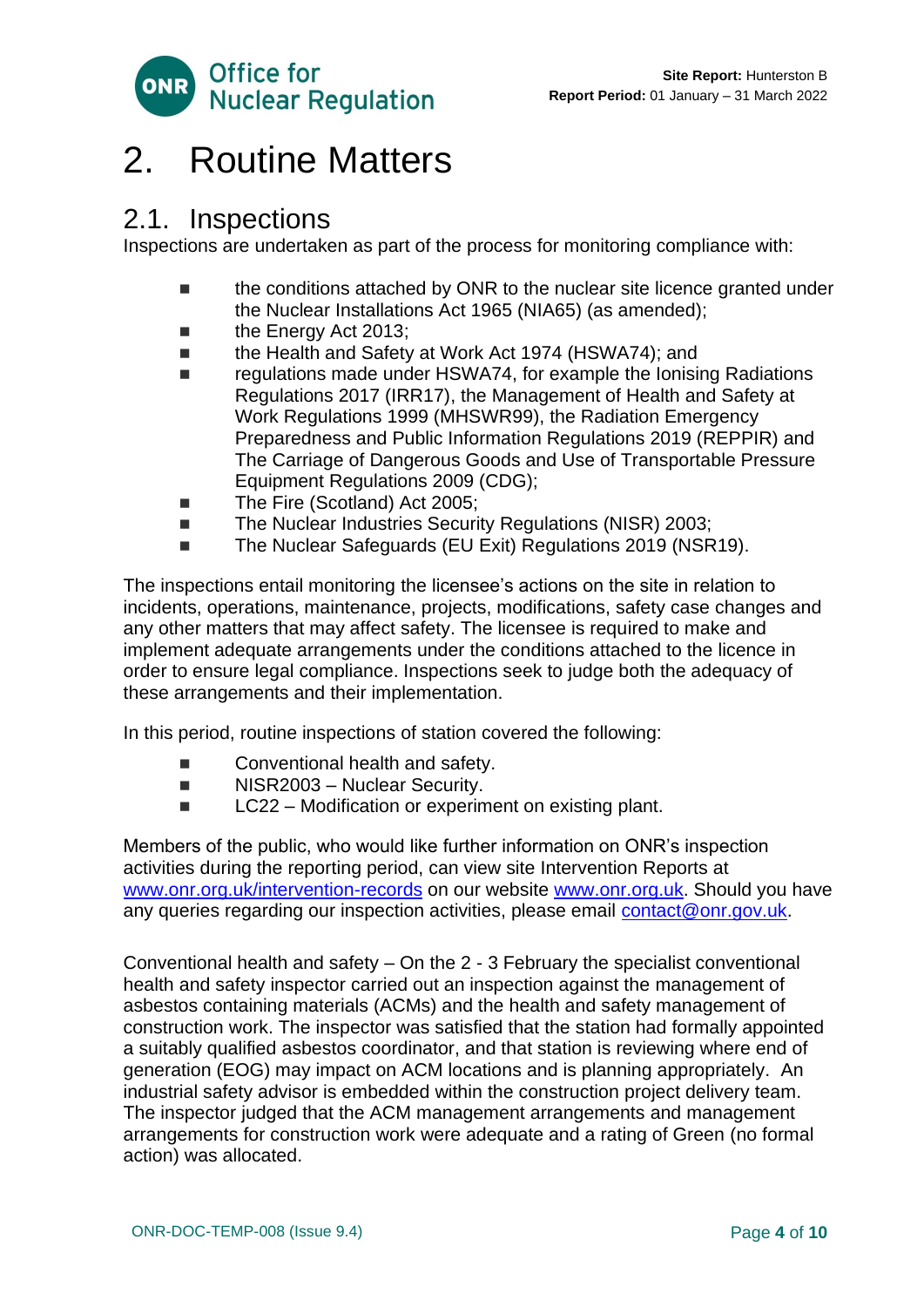# 2. Routine Matters

## 2.1. Inspections

Inspections are undertaken as part of the process for monitoring compliance with:

- the conditions attached by ONR to the nuclear site licence granted under the Nuclear Installations Act 1965 (NIA65) (as amended);
- the Energy Act 2013;
- the Health and Safety at Work Act 1974 (HSWA74); and
- regulations made under HSWA74, for example the Ionising Radiations Regulations 2017 (IRR17), the Management of Health and Safety at Work Regulations 1999 (MHSWR99), the Radiation Emergency Preparedness and Public Information Regulations 2019 (REPPIR) and The Carriage of Dangerous Goods and Use of Transportable Pressure Equipment Regulations 2009 (CDG);
- The Fire (Scotland) Act 2005;
- The Nuclear Industries Security Regulations (NISR) 2003;
- The Nuclear Safeguards (EU Exit) Regulations 2019 (NSR19).

The inspections entail monitoring the licensee's actions on the site in relation to incidents, operations, maintenance, projects, modifications, safety case changes and any other matters that may affect safety. The licensee is required to make and implement adequate arrangements under the conditions attached to the licence in order to ensure legal compliance. Inspections seek to judge both the adequacy of these arrangements and their implementation.

In this period, routine inspections of station covered the following:

- Conventional health and safety.
- NISR2003 – Nuclear Security.
- LC22 – Modification or experiment on existing plant.

Members of the public, who would like further information on ONR's inspection activities during the reporting period, can view site Intervention Reports at [www.onr.org.uk/intervention-records](http://www.onr.org.uk/intervention-records) on our website [www.onr.org.uk](http://www.onr.org.uk). Should you have any queries regarding our inspection activities, please email [contact@onr.gov.uk](mailto:contact@onr.gov.uk).

Conventional health and safety – On the 2 - 3 February the specialist conventional health and safety inspector carried out an inspection against the management of asbestos containing materials (ACMs) and the health and safety management of construction work. The inspector was satisfied that the station had formally appointed a suitably qualified asbestos coordinator, and that station is reviewing where end of generation (EOG) may impact on ACM locations and is planning appropriately. An industrial safety advisor is embedded within the construction project delivery team. The inspector judged that the ACM management arrangements and management arrangements for construction work were adequate and a rating of Green (no formal action) was allocated.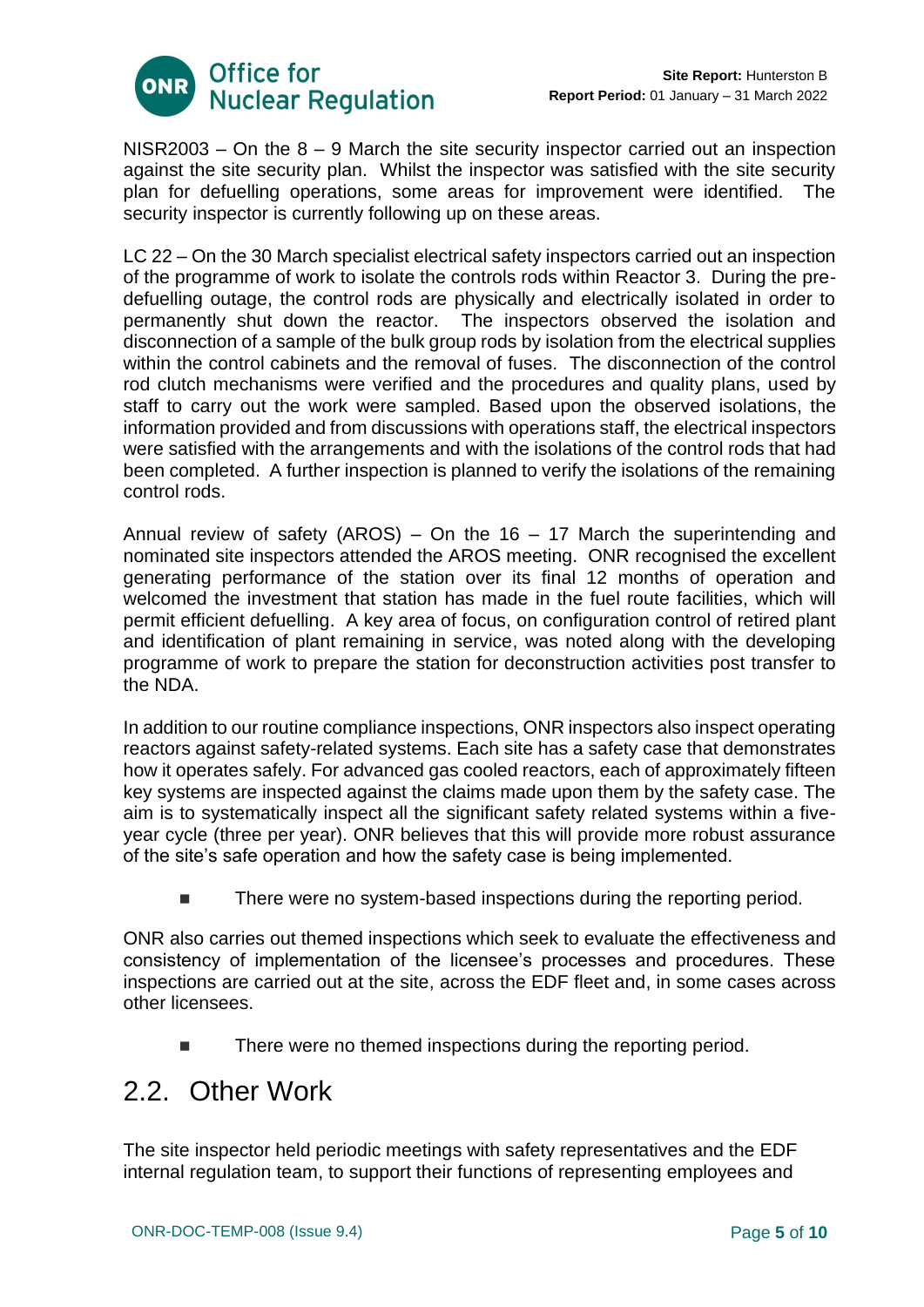NISR2003 – On the 8 – 9 March the site security inspector carried out an inspection against the site security plan. Whilst the inspector was satisfied with the site security plan for defuelling operations, some areas for improvement were identified. The security inspector is currently following up on these areas.

LC 22 – On the 30 March specialist electrical safety inspectors carried out an inspection of the programme of work to isolate the controls rods within Reactor 3. During the pre-defuelling outage, the control rods are physically and electrically isolated in order to permanently shut down the reactor. The inspectors observed the isolation and disconnection of a sample of the bulk group rods by isolation from the electrical supplies within the control cabinets and the removal of fuses. The disconnection of the control rod clutch mechanisms were verified and the procedures and quality plans, used by staff to carry out the work were sampled. Based upon the observed isolations, the information provided and from discussions with operations staff, the electrical inspectors were satisfied with the arrangements and with the isolations of the control rods that had been completed. A further inspection is planned to verify the isolations of the remaining control rods.

Annual review of safety (AROS) – On the 16 – 17 March the superintending and nominated site inspectors attended the AROS meeting. ONR recognised the excellent generating performance of the station over its final 12 months of operation and welcomed the investment that station has made in the fuel route facilities, which will permit efficient defuelling. A key area of focus, on configuration control of retired plant and identification of plant remaining in service, was noted along with the developing programme of work to prepare the station for deconstruction activities post transfer to the NDA.

In addition to our routine compliance inspections, ONR inspectors also inspect operating reactors against safety-related systems. Each site has a safety case that demonstrates how it operates safely. For advanced gas cooled reactors, each of approximately fifteen key systems are inspected against the claims made upon them by the safety case. The aim is to systematically inspect all the significant safety related systems within a five-year cycle (three per year). ONR believes that this will provide more robust assurance of the site's safe operation and how the safety case is being implemented.

- There were no system-based inspections during the reporting period.

ONR also carries out themed inspections which seek to evaluate the effectiveness and consistency of implementation of the licensee's processes and procedures. These inspections are carried out at the site, across the EDF fleet and, in some cases across other licensees.

- There were no themed inspections during the reporting period.

## 2.2. Other Work

The site inspector held periodic meetings with safety representatives and the EDF internal regulation team, to support their functions of representing employees and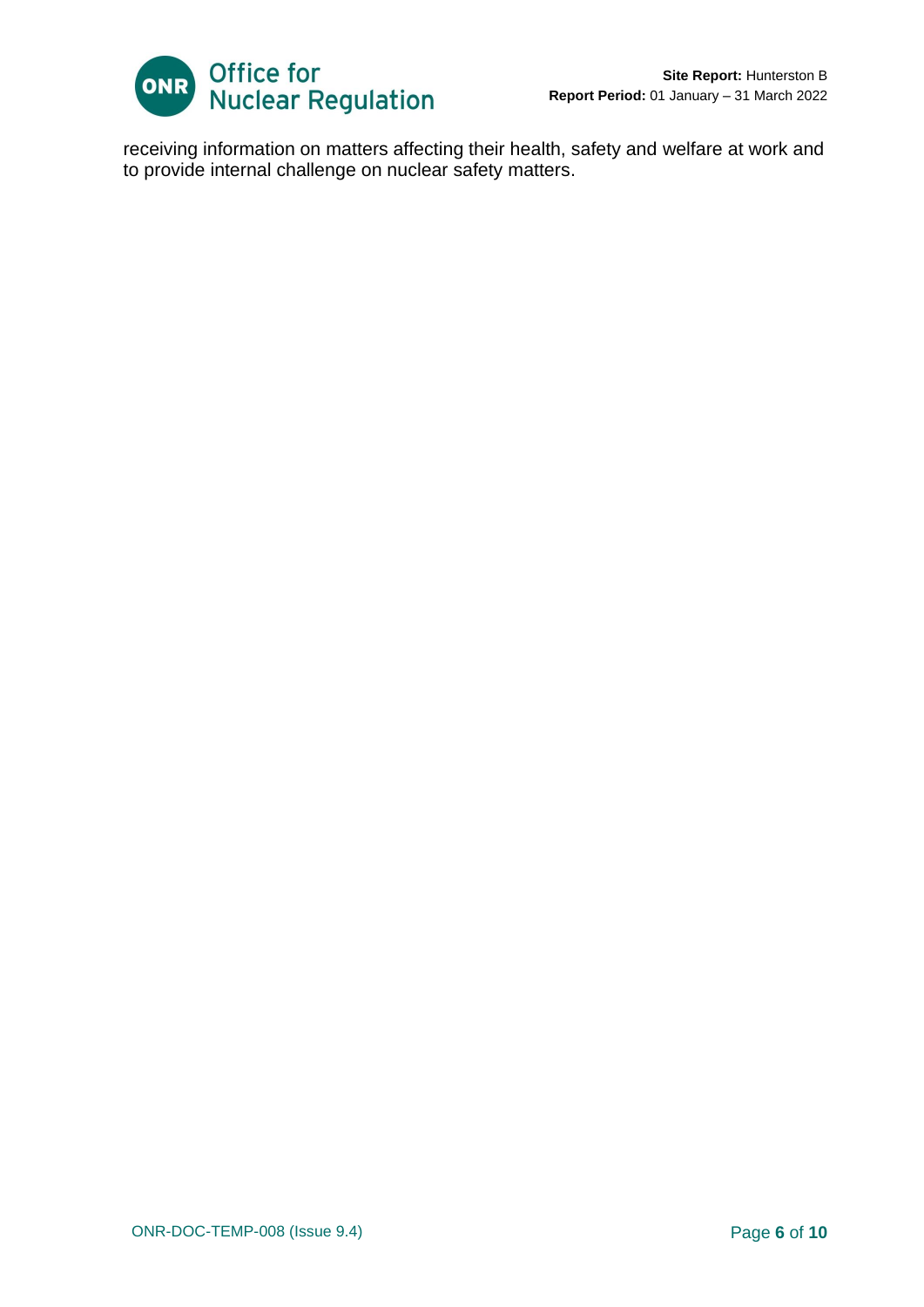receiving information on matters affecting their health, safety and welfare at work and to provide internal challenge on nuclear safety matters.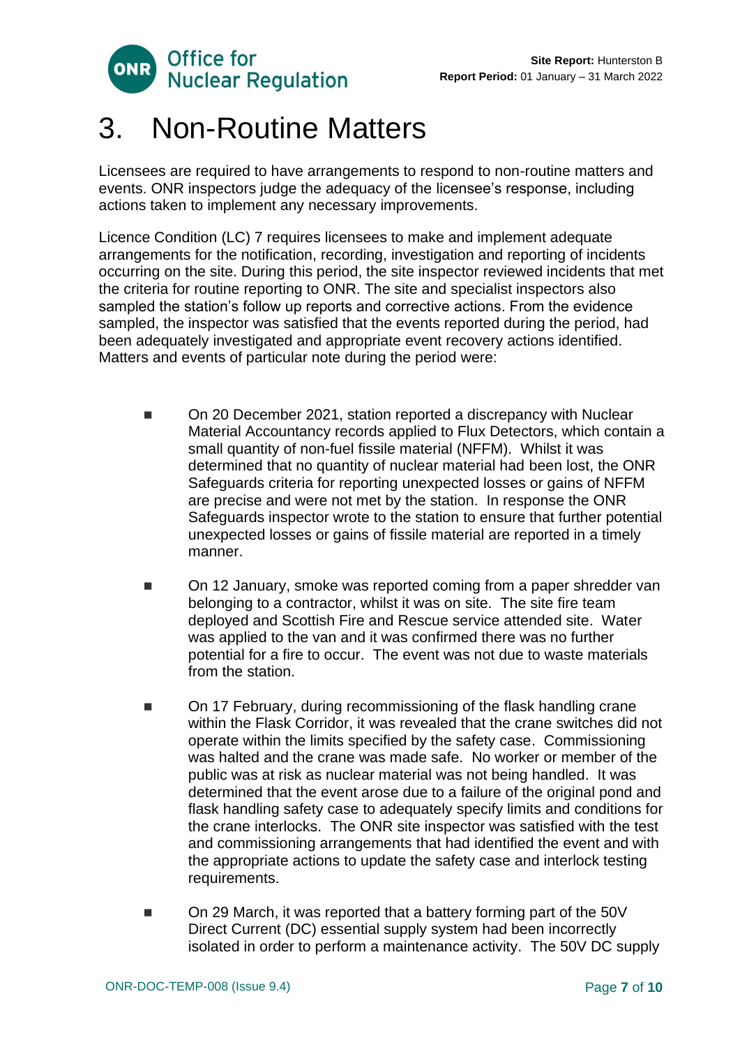// This transcription omits the running header (ONR logo, site report and report period), the document reference footer, and the "Page 7 of 10" counter.
# 3. Non-Routine Matters

Licensees are required to have arrangements to respond to non-routine matters and events. ONR inspectors judge the adequacy of the licensee's response, including actions taken to implement any necessary improvements.

Licence Condition (LC) 7 requires licensees to make and implement adequate arrangements for the notification, recording, investigation and reporting of incidents occurring on the site. During this period, the site inspector reviewed incidents that met the criteria for routine reporting to ONR. The site and specialist inspectors also sampled the station's follow up reports and corrective actions. From the evidence sampled, the inspector was satisfied that the events reported during the period, had been adequately investigated and appropriate event recovery actions identified. Matters and events of particular note during the period were:

- On 20 December 2021, station reported a discrepancy with Nuclear Material Accountancy records applied to Flux Detectors, which contain a small quantity of non-fuel fissile material (NFFM). Whilst it was determined that no quantity of nuclear material had been lost, the ONR Safeguards criteria for reporting unexpected losses or gains of NFFM are precise and were not met by the station. In response the ONR Safeguards inspector wrote to the station to ensure that further potential unexpected losses or gains of fissile material are reported in a timely manner.

- On 12 January, smoke was reported coming from a paper shredder van belonging to a contractor, whilst it was on site. The site fire team deployed and Scottish Fire and Rescue service attended site. Water was applied to the van and it was confirmed there was no further potential for a fire to occur. The event was not due to waste materials from the station.

- On 17 February, during recommissioning of the flask handling crane within the Flask Corridor, it was revealed that the crane switches did not operate within the limits specified by the safety case. Commissioning was halted and the crane was made safe. No worker or member of the public was at risk as nuclear material was not being handled. It was determined that the event arose due to a failure of the original pond and flask handling safety case to adequately specify limits and conditions for the crane interlocks. The ONR site inspector was satisfied with the test and commissioning arrangements that had identified the event and with the appropriate actions to update the safety case and interlock testing requirements.

- On 29 March, it was reported that a battery forming part of the 50V Direct Current (DC) essential supply system had been incorrectly isolated in order to perform a maintenance activity. The 50V DC supply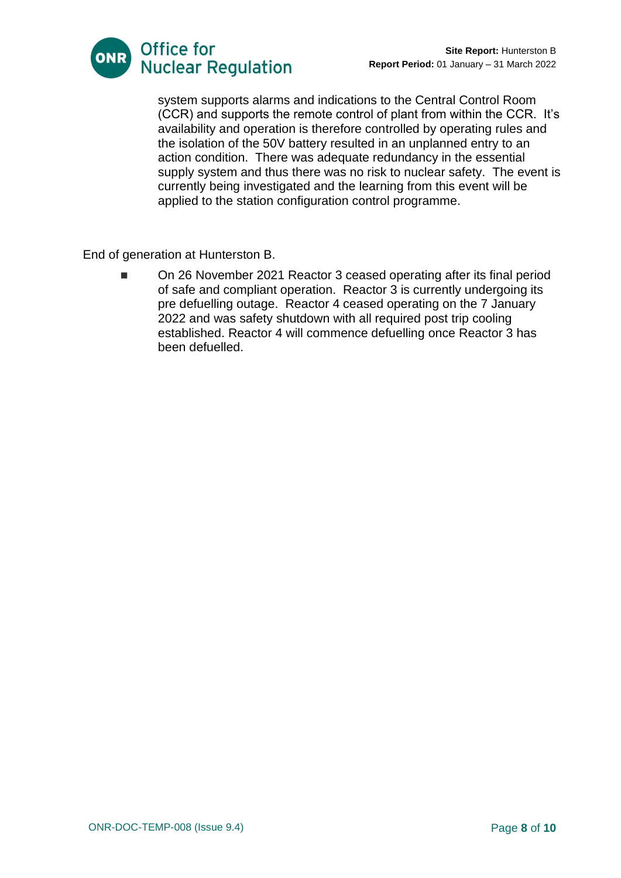system supports alarms and indications to the Central Control Room (CCR) and supports the remote control of plant from within the CCR. It's availability and operation is therefore controlled by operating rules and the isolation of the 50V battery resulted in an unplanned entry to an action condition. There was adequate redundancy in the essential supply system and thus there was no risk to nuclear safety. The event is currently being investigated and the learning from this event will be applied to the station configuration control programme.

End of generation at Hunterston B.

- On 26 November 2021 Reactor 3 ceased operating after its final period of safe and compliant operation. Reactor 3 is currently undergoing its pre defuelling outage. Reactor 4 ceased operating on the 7 January 2022 and was safety shutdown with all required post trip cooling established. Reactor 4 will commence defuelling once Reactor 3 has been defuelled.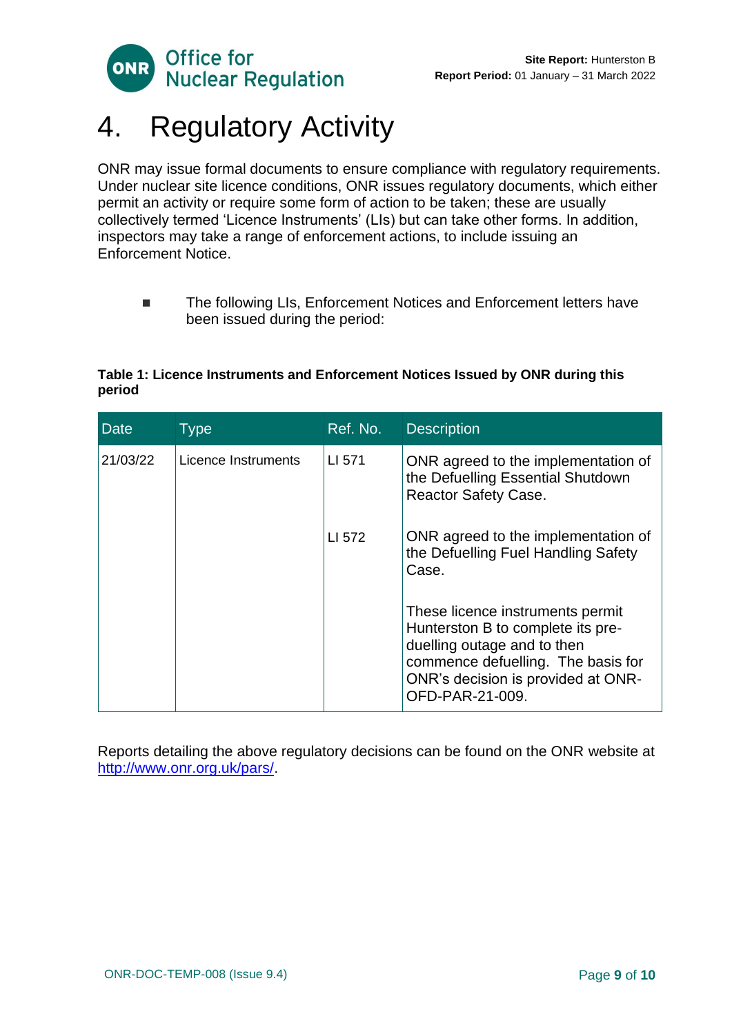# 4. Regulatory Activity

ONR may issue formal documents to ensure compliance with regulatory requirements. Under nuclear site licence conditions, ONR issues regulatory documents, which either permit an activity or require some form of action to be taken; these are usually collectively termed 'Licence Instruments' (LIs) but can take other forms. In addition, inspectors may take a range of enforcement actions, to include issuing an Enforcement Notice.

- The following LIs, Enforcement Notices and Enforcement letters have been issued during the period:

**Table 1: Licence Instruments and Enforcement Notices Issued by ONR during this period**

| Date | Type | Ref. No. | Description |
|---|---|---|---|
| 21/03/22 | Licence Instruments | LI 571 | ONR agreed to the implementation of the Defuelling Essential Shutdown Reactor Safety Case. |
| | | LI 572 | ONR agreed to the implementation of the Defuelling Fuel Handling Safety Case.<br><br>These licence instruments permit Hunterston B to complete its pre-duelling outage and to then commence defuelling. The basis for ONR's decision is provided at ONR-OFD-PAR-21-009. |

Reports detailing the above regulatory decisions can be found on the ONR website at [http://www.onr.org.uk/pars/](http://www.onr.org.uk/pars/).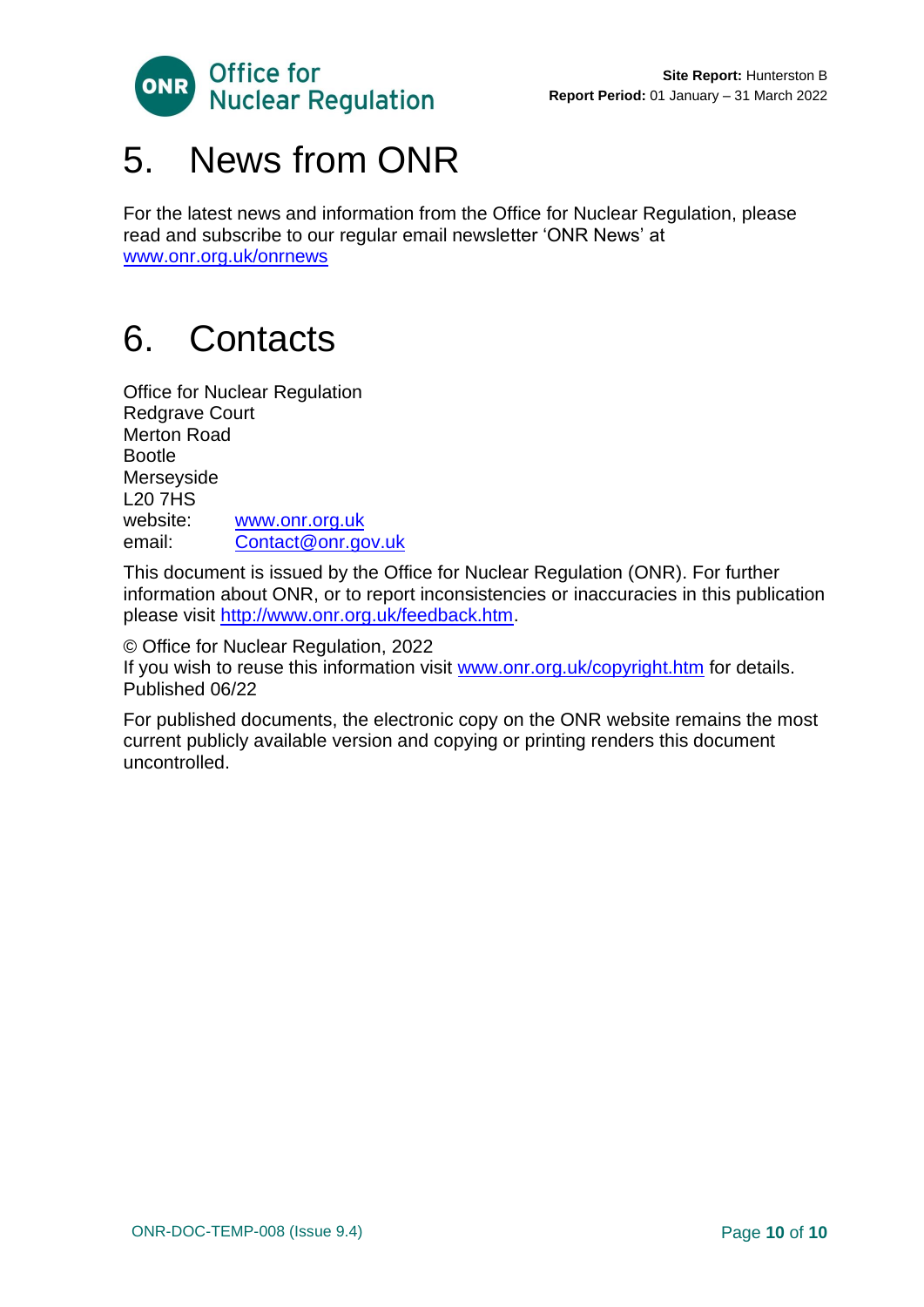# 5. News from ONR

For the latest news and information from the Office for Nuclear Regulation, please read and subscribe to our regular email newsletter 'ONR News' at [www.onr.org.uk/onrnews](www.onr.org.uk/onrnews)

# 6. Contacts

Office for Nuclear Regulation
Redgrave Court
Merton Road
Bootle
Merseyside
L20 7HS
website: [www.onr.org.uk](www.onr.org.uk)
email: [Contact@onr.gov.uk](mailto:Contact@onr.gov.uk)

This document is issued by the Office for Nuclear Regulation (ONR). For further information about ONR, or to report inconsistencies or inaccuracies in this publication please visit [http://www.onr.org.uk/feedback.htm](http://www.onr.org.uk/feedback.htm).

© Office for Nuclear Regulation, 2022
If you wish to reuse this information visit [www.onr.org.uk/copyright.htm](www.onr.org.uk/copyright.htm) for details.
Published 06/22

For published documents, the electronic copy on the ONR website remains the most current publicly available version and copying or printing renders this document uncontrolled.